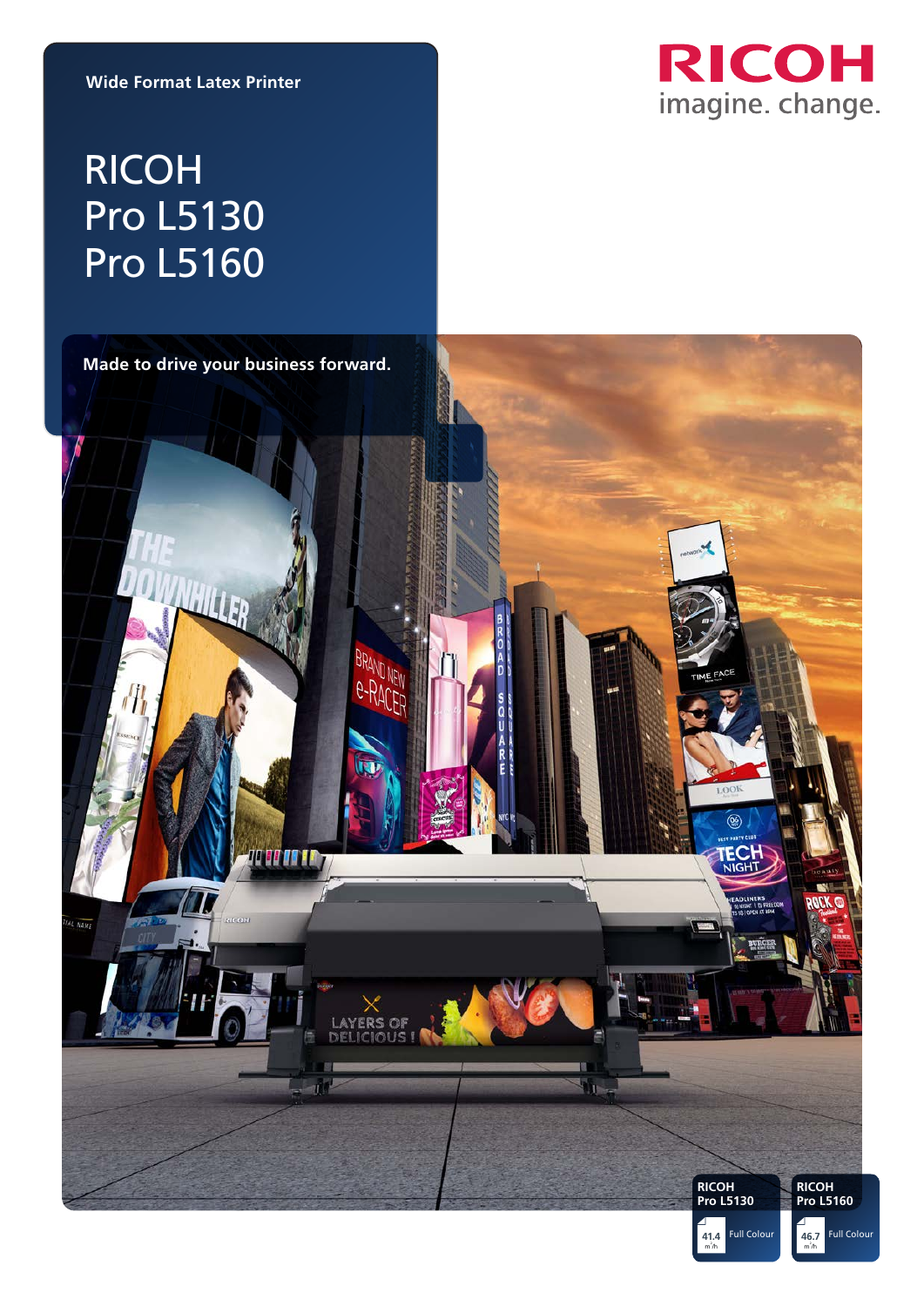Wide Format Latex Printer

# RICOH Pro L5130 Pro L5160

RICOH
imagine. change.

**Made to drive your business forward.**

**RICOH Pro L5130**

41.4 m²/h Full Colour

**RICOH Pro L5160**

46.7 m²/h Full Colour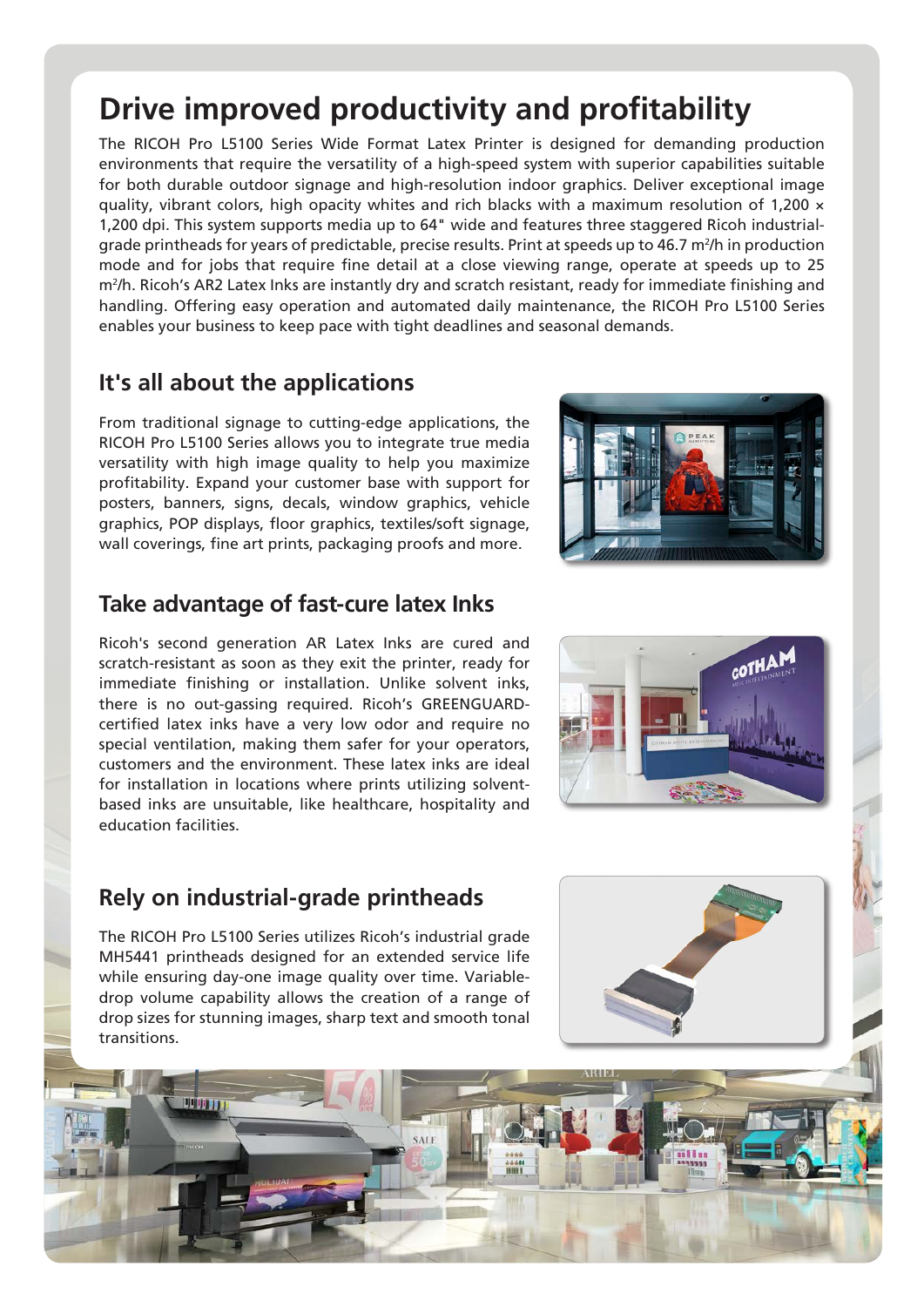# Drive improved productivity and profitability

The RICOH Pro L5100 Series Wide Format Latex Printer is designed for demanding production environments that require the versatility of a high-speed system with superior capabilities suitable for both durable outdoor signage and high-resolution indoor graphics. Deliver exceptional image quality, vibrant colors, high opacity whites and rich blacks with a maximum resolution of 1,200 × 1,200 dpi. This system supports media up to 64" wide and features three staggered Ricoh industrial-grade printheads for years of predictable, precise results. Print at speeds up to 46.7 m²/h in production mode and for jobs that require fine detail at a close viewing range, operate at speeds up to 25 m²/h. Ricoh's AR2 Latex Inks are instantly dry and scratch resistant, ready for immediate finishing and handling. Offering easy operation and automated daily maintenance, the RICOH Pro L5100 Series enables your business to keep pace with tight deadlines and seasonal demands.

## It's all about the applications

From traditional signage to cutting-edge applications, the RICOH Pro L5100 Series allows you to integrate true media versatility with high image quality to help you maximize profitability. Expand your customer base with support for posters, banners, signs, decals, window graphics, vehicle graphics, POP displays, floor graphics, textiles/soft signage, wall coverings, fine art prints, packaging proofs and more.

## Take advantage of fast-cure latex Inks

Ricoh's second generation AR Latex Inks are cured and scratch-resistant as soon as they exit the printer, ready for immediate finishing or installation. Unlike solvent inks, there is no out-gassing required. Ricoh's GREENGUARD-certified latex inks have a very low odor and require no special ventilation, making them safer for your operators, customers and the environment. These latex inks are ideal for installation in locations where prints utilizing solvent-based inks are unsuitable, like healthcare, hospitality and education facilities.

## Rely on industrial-grade printheads

The RICOH Pro L5100 Series utilizes Ricoh's industrial grade MH5441 printheads designed for an extended service life while ensuring day-one image quality over time. Variable-drop volume capability allows the creation of a range of drop sizes for stunning images, sharp text and smooth tonal transitions.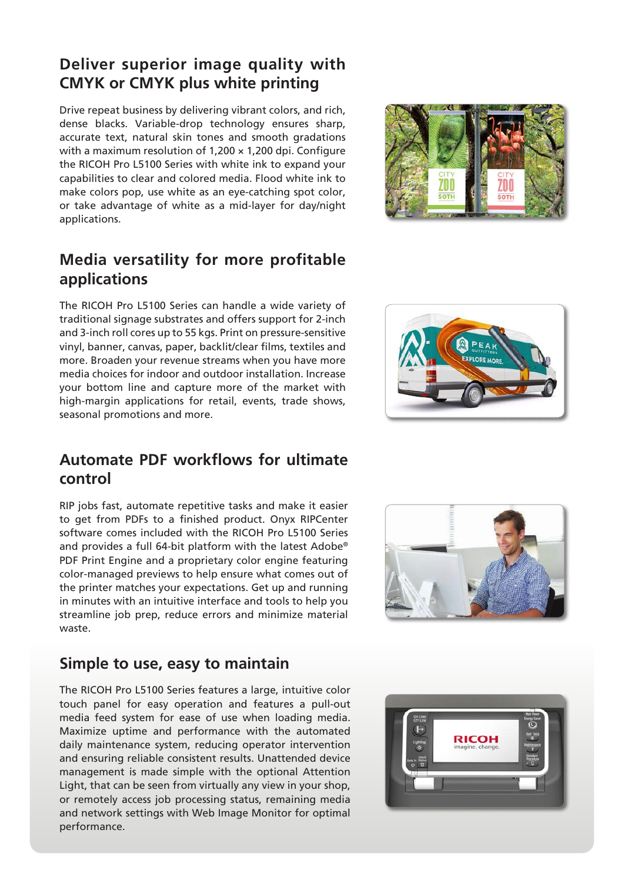## Deliver superior image quality with CMYK or CMYK plus white printing

Drive repeat business by delivering vibrant colors, and rich, dense blacks. Variable-drop technology ensures sharp, accurate text, natural skin tones and smooth gradations with a maximum resolution of 1,200 × 1,200 dpi. Configure the RICOH Pro L5100 Series with white ink to expand your capabilities to clear and colored media. Flood white ink to make colors pop, use white as an eye-catching spot color, or take advantage of white as a mid-layer for day/night applications.

## Media versatility for more profitable applications

The RICOH Pro L5100 Series can handle a wide variety of traditional signage substrates and offers support for 2-inch and 3-inch roll cores up to 55 kgs. Print on pressure-sensitive vinyl, banner, canvas, paper, backlit/clear films, textiles and more. Broaden your revenue streams when you have more media choices for indoor and outdoor installation. Increase your bottom line and capture more of the market with high-margin applications for retail, events, trade shows, seasonal promotions and more.

## Automate PDF workflows for ultimate control

RIP jobs fast, automate repetitive tasks and make it easier to get from PDFs to a finished product. Onyx RIPCenter software comes included with the RICOH Pro L5100 Series and provides a full 64-bit platform with the latest Adobe® PDF Print Engine and a proprietary color engine featuring color-managed previews to help ensure what comes out of the printer matches your expectations. Get up and running in minutes with an intuitive interface and tools to help you streamline job prep, reduce errors and minimize material waste.

## Simple to use, easy to maintain

The RICOH Pro L5100 Series features a large, intuitive color touch panel for easy operation and features a pull-out media feed system for ease of use when loading media. Maximize uptime and performance with the automated daily maintenance system, reducing operator intervention and ensuring reliable consistent results. Unattended device management is made simple with the optional Attention Light, that can be seen from virtually any view in your shop, or remotely access job processing status, remaining media and network settings with Web Image Monitor for optimal performance.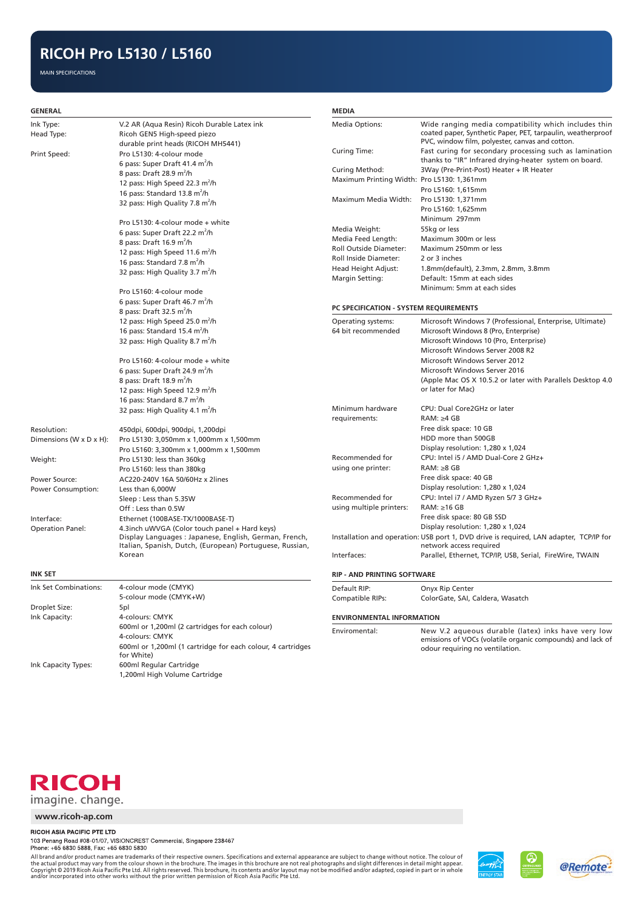# RICOH Pro L5130 / L5160

MAIN SPECIFICATIONS

## GENERAL

| | |
|---|---|
| Ink Type: | V.2 AR (Aqua Resin) Ricoh Durable Latex ink |
| Head Type: | Ricoh GEN5 High-speed piezo durable print heads (RICOH MH5441) |
| Print Speed: | Pro L5130: 4-colour mode<br>6 pass: Super Draft 41.4 $m^2$/h<br>8 pass: Draft 28.9 $m^2$/h<br>12 pass: High Speed 22.3 $m^2$/h<br>16 pass: Standard 13.8 $m^2$/h<br>32 pass: High Quality 7.8 $m^2$/h<br><br>Pro L5130: 4-colour mode + white<br>6 pass: Super Draft 22.2 $m^2$/h<br>8 pass: Draft 16.9 $m^2$/h<br>12 pass: High Speed 11.6 $m^2$/h<br>16 pass: Standard 7.8 $m^2$/h<br>32 pass: High Quality 3.7 $m^2$/h<br><br>Pro L5160: 4-colour mode<br>6 pass: Super Draft 46.7 $m^2$/h<br>8 pass: Draft 32.5 $m^2$/h<br>12 pass: High Speed 25.0 $m^2$/h<br>16 pass: Standard 15.4 $m^2$/h<br>32 pass: High Quality 8.7 $m^2$/h<br><br>Pro L5160: 4-colour mode + white<br>6 pass: Super Draft 24.9 $m^2$/h<br>8 pass: Draft 18.9 $m^2$/h<br>12 pass: High Speed 12.9 $m^2$/h<br>16 pass: Standard 8.7 $m^2$/h<br>32 pass: High Quality 4.1 $m^2$/h |
| Resolution: | 450dpi, 600dpi, 900dpi, 1,200dpi |
| Dimensions (W x D x H): | Pro L5130: 3,050mm x 1,000mm x 1,500mm<br>Pro L5160: 3,300mm x 1,000mm x 1,500mm |
| Weight: | Pro L5130: less than 360kg<br>Pro L5160: less than 380kg |
| Power Source: | AC220-240V 16A 50/60Hz x 2lines |
| Power Consumption: | Less than 6,000W<br>Sleep : Less than 5.35W<br>Off : Less than 0.5W |
| Interface: | Ethernet (100BASE-TX/1000BASE-T) |
| Operation Panel: | 4.3inch uWVGA (Color touch panel + Hard keys)<br>Display Languages : Japanese, English, German, French, Italian, Spanish, Dutch, (European) Portuguese, Russian, Korean |

## INK SET

| | |
|---|---|
| Ink Set Combinations: | 4-colour mode (CMYK)<br>5-colour mode (CMYK+W) |
| Droplet Size: | 5pl |
| Ink Capacity: | 4-colours: CMYK<br>600ml or 1,200ml (2 cartridges for each colour)<br>4-colours: CMYK<br>600ml or 1,200ml (1 cartridge for each colour, 4 cartridges for White) |
| Ink Capacity Types: | 600ml Regular Cartridge<br>1,200ml High Volume Cartridge |

## MEDIA

| | |
|---|---|
| Media Options: | Wide ranging media compatibility which includes thin coated paper, Synthetic Paper, PET, tarpaulin, weatherproof PVC, window film, polyester, canvas and cotton. |
| Curing Time: | Fast curing for secondary processing such as lamination thanks to "IR" Infrared drying-heater system on board. |
| Curing Method: | 3Way (Pre-Print-Post) Heater + IR Heater |
| Maximum Printing Width: | Pro L5130: 1,361mm<br>Pro L5160: 1,615mm |
| Maximum Media Width: | Pro L5130: 1,371mm<br>Pro L5160: 1,625mm<br>Minimum 297mm |
| Media Weight: | 55kg or less |
| Media Feed Length: | Maximum 300m or less |
| Roll Outside Diameter: | Maximum 250mm or less |
| Roll Inside Diameter: | 2 or 3 inches |
| Head Height Adjust: | 1.8mm(default), 2.3mm, 2.8mm, 3.8mm |
| Margin Setting: | Default: 15mm at each sides<br>Minimum: 5mm at each sides |

## PC SPECIFICATION - SYSTEM REQUIREMENTS

| | |
|---|---|
| Operating systems:<br>64 bit recommended | Microsoft Windows 7 (Professional, Enterprise, Ultimate)<br>Microsoft Windows 8 (Pro, Enterprise)<br>Microsoft Windows 10 (Pro, Enterprise)<br>Microsoft Windows Server 2008 R2<br>Microsoft Windows Server 2012<br>Microsoft Windows Server 2016<br>(Apple Mac OS X 10.5.2 or later with Parallels Desktop 4.0 or later for Mac) |
| Minimum hardware requirements: | CPU: Dual Core2GHz or later<br>RAM: ≥4 GB<br>Free disk space: 10 GB<br>HDD more than 500GB<br>Display resolution: 1,280 x 1,024 |
| Recommended for using one printer: | CPU: Intel i5 / AMD Dual-Core 2 GHz+<br>RAM: ≥8 GB<br>Free disk space: 40 GB<br>Display resolution: 1,280 x 1,024 |
| Recommended for using multiple printers: | CPU: Intel i7 / AMD Ryzen 5/7 3 GHz+<br>RAM: ≥16 GB<br>Free disk space: 80 GB SSD<br>Display resolution: 1,280 x 1,024 |
| Installation and operation: | USB port 1, DVD drive is required, LAN adapter, TCP/IP for network access required |
| Interfaces: | Parallel, Ethernet, TCP/IP, USB, Serial, FireWire, TWAIN |

## RIP - AND PRINTING SOFTWARE

| | |
|---|---|
| Default RIP: | Onyx Rip Center |
| Compatible RIPs: | ColorGate, SAI, Caldera, Wasatch |

## ENVIRONMENTAL INFORMATION

| | |
|---|---|
| Enviromental: | New V.2 aqueous durable (latex) inks have very low emissions of VOCs (volatile organic compounds) and lack of odour requiring no ventilation. |

RICOH
imagine. change.

www.ricoh-ap.com

RICOH ASIA PACIFIC PTE LTD
103 Penang Road #08-01/07, VISIONCREST Commercial, Singapore 238467
Phone: +65 6830 5888, Fax: +65 6830 5830

All brand and/or product names are trademarks of their respective owners. Specifications and external appearance are subject to change without notice. The colour of the actual product may vary from the colour shown in the brochure. The images in this brochure are not real photographs and slight differences in detail might appear. Copyright © 2019 Ricoh Asia Pacific Pte Ltd. All rights reserved. This brochure, its contents and/or layout may not be modified and/or adapted, copied in part or in whole and/or incorporated into other works without the prior written permission of Ricoh Asia Pacific Pte Ltd.